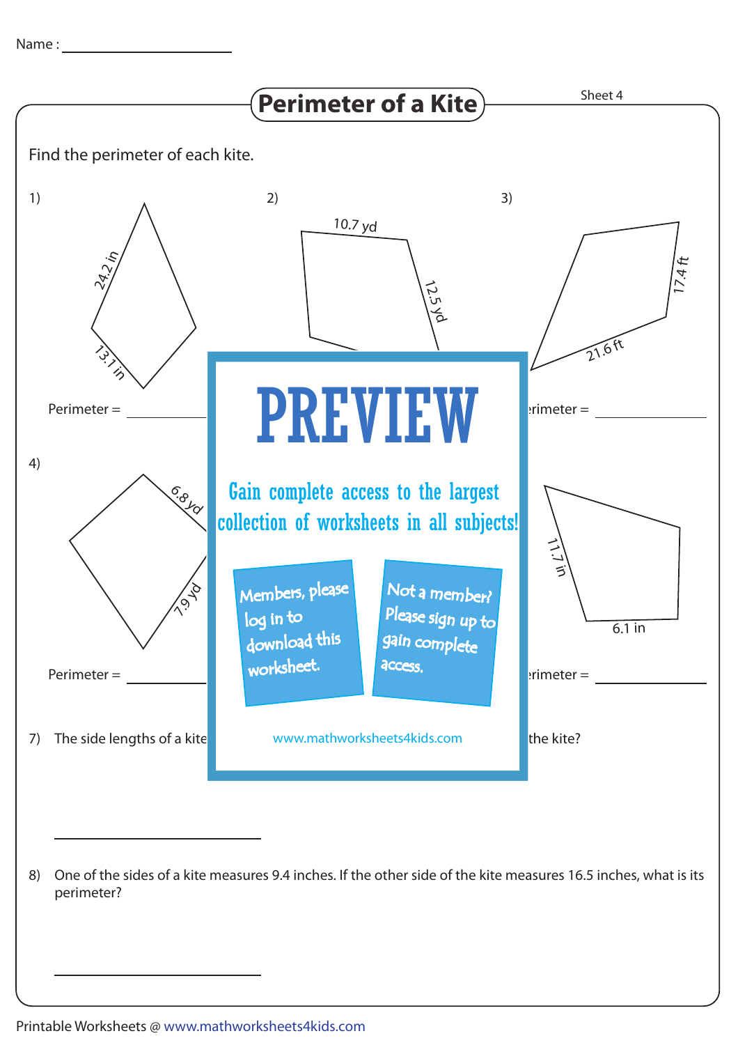Name : ____________________

# Perimeter of a Kite

Sheet 4

Find the perimeter of each kite.

1) 24.2 in; 13.1 in

Perimeter = ____________

2) 10.7 yd; 12.5 yd

3) 17.4 ft; 21.6 ft

erimeter = ____________

4) 6.8 yd; 7.9 yd

Perimeter = ____________

11.7 in; 6.1 in

erimeter = ____________

PREVIEW

Gain complete access to the largest collection of worksheets in all subjects!

Members, please log in to download this worksheet.

Not a member? Please sign up to gain complete access.

www.mathworksheets4kids.com

7) The side lengths of a kite ... the kite?

____________________

8) One of the sides of a kite measures 9.4 inches. If the other side of the kite measures 16.5 inches, what is its perimeter?

____________________

Printable Worksheets @ www.mathworksheets4kids.com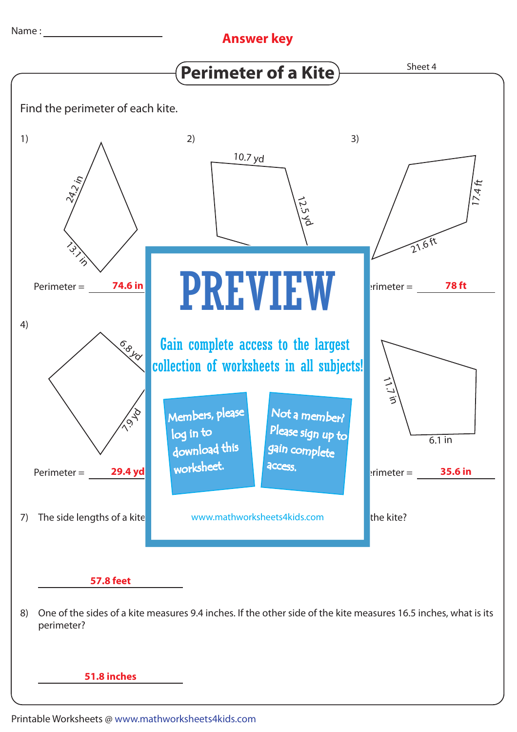Name : ____________________

**Answer key**

# Perimeter of a Kite

Sheet 4

Find the perimeter of each kite.

1)

24.2 in

13.1 in

Perimeter = **74.6 in**

2)

10.7 yd

12.5 yd

3)

17.4 ft

21.6 ft

Perimeter = **78 ft**

4)

6.8 yd

7.9 yd

Perimeter = **29.4 yd**

6)

11.7 in

6.1 in

Perimeter = **35.6 in**

# PREVIEW

Gain complete access to the largest collection of worksheets in all subjects!

Members, please log in to download this worksheet.

Not a member? Please sign up to gain complete access.

www.mathworksheets4kids.com

7) The side lengths of a kite ... the kite?

**57.8 feet**

8) One of the sides of a kite measures 9.4 inches. If the other side of the kite measures 16.5 inches, what is its perimeter?

**51.8 inches**